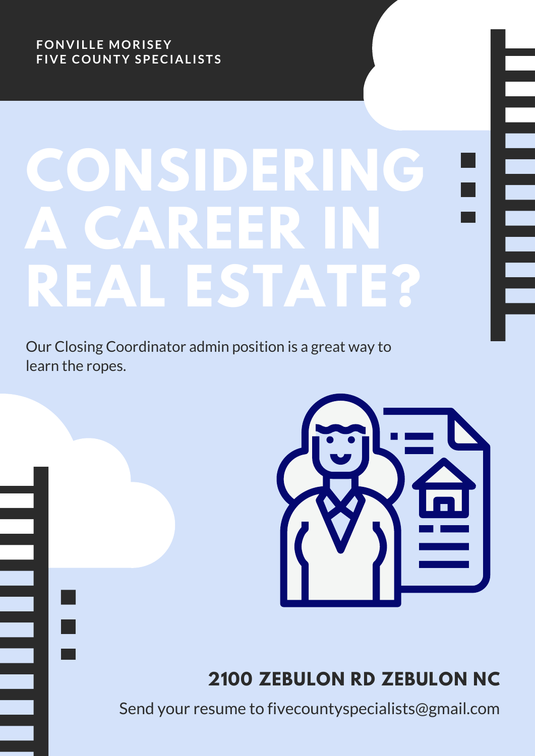FONVILLE MORISEY
FIVE COUNTY SPECIALISTS

# CONSIDERING A CAREER IN REAL ESTATE?

Our Closing Coordinator admin position is a great way to learn the ropes.

## 2100 ZEBULON RD ZEBULON NC

Send your resume to fivecountyspecialists@gmail.com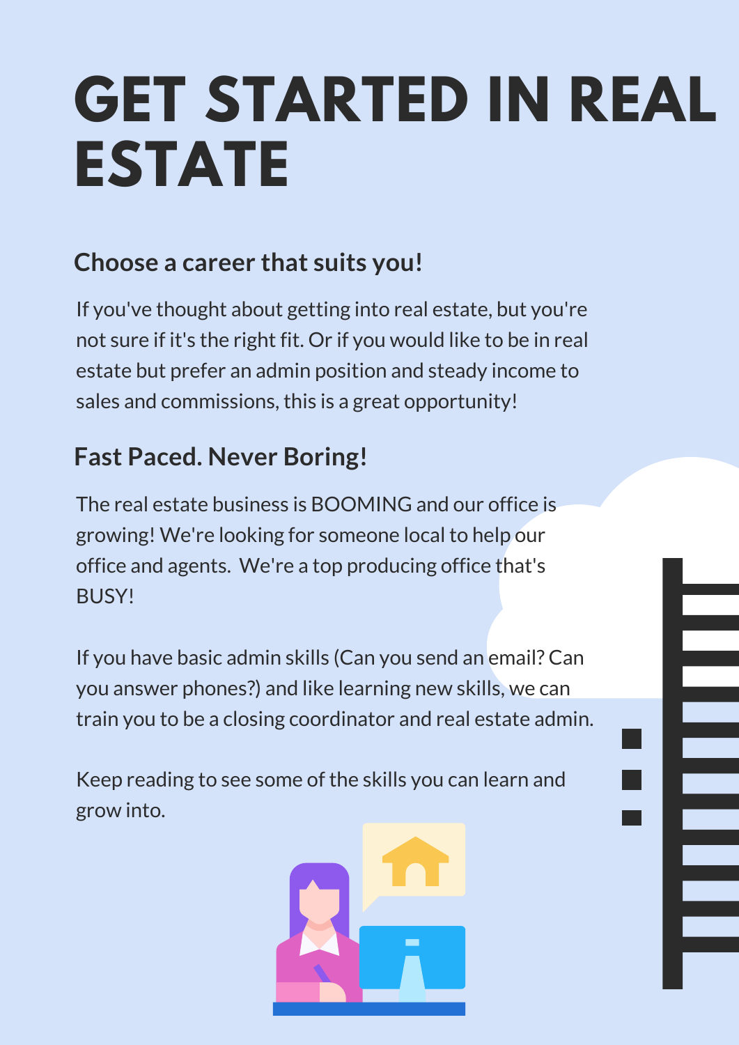# GET STARTED IN REAL ESTATE

## Choose a career that suits you!

If you've thought about getting into real estate, but you're not sure if it's the right fit. Or if you would like to be in real estate but prefer an admin position and steady income to sales and commissions, this is a great opportunity!

## Fast Paced. Never Boring!

The real estate business is BOOMING and our office is growing! We're looking for someone local to help our office and agents. We're a top producing office that's BUSY!

If you have basic admin skills (Can you send an email? Can you answer phones?) and like learning new skills, we can train you to be a closing coordinator and real estate admin.

Keep reading to see some of the skills you can learn and grow into.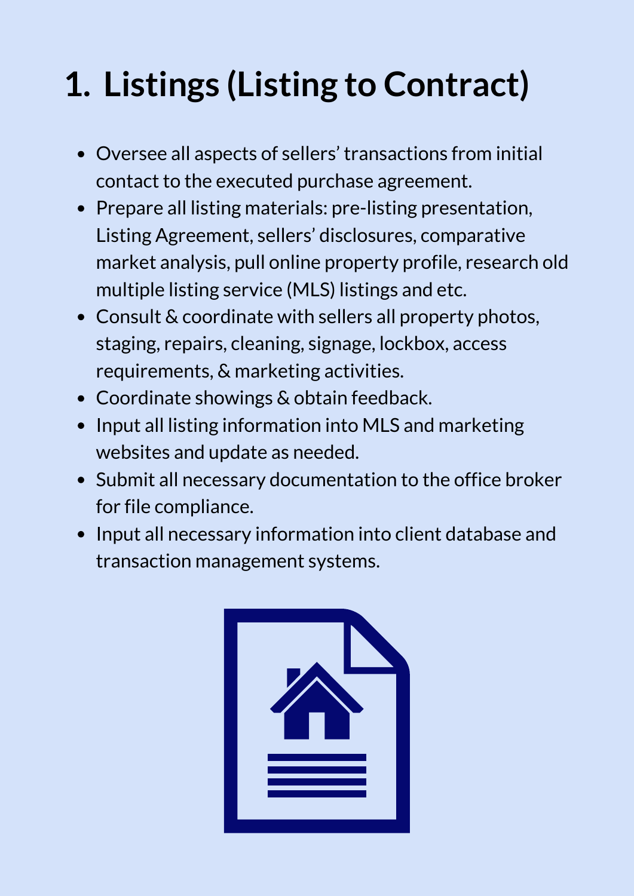# 1. Listings (Listing to Contract)

- Oversee all aspects of sellers' transactions from initial contact to the executed purchase agreement.
- Prepare all listing materials: pre-listing presentation, Listing Agreement, sellers' disclosures, comparative market analysis, pull online property profile, research old multiple listing service (MLS) listings and etc.
- Consult & coordinate with sellers all property photos, staging, repairs, cleaning, signage, lockbox, access requirements, & marketing activities.
- Coordinate showings & obtain feedback.
- Input all listing information into MLS and marketing websites and update as needed.
- Submit all necessary documentation to the office broker for file compliance.
- Input all necessary information into client database and transaction management systems.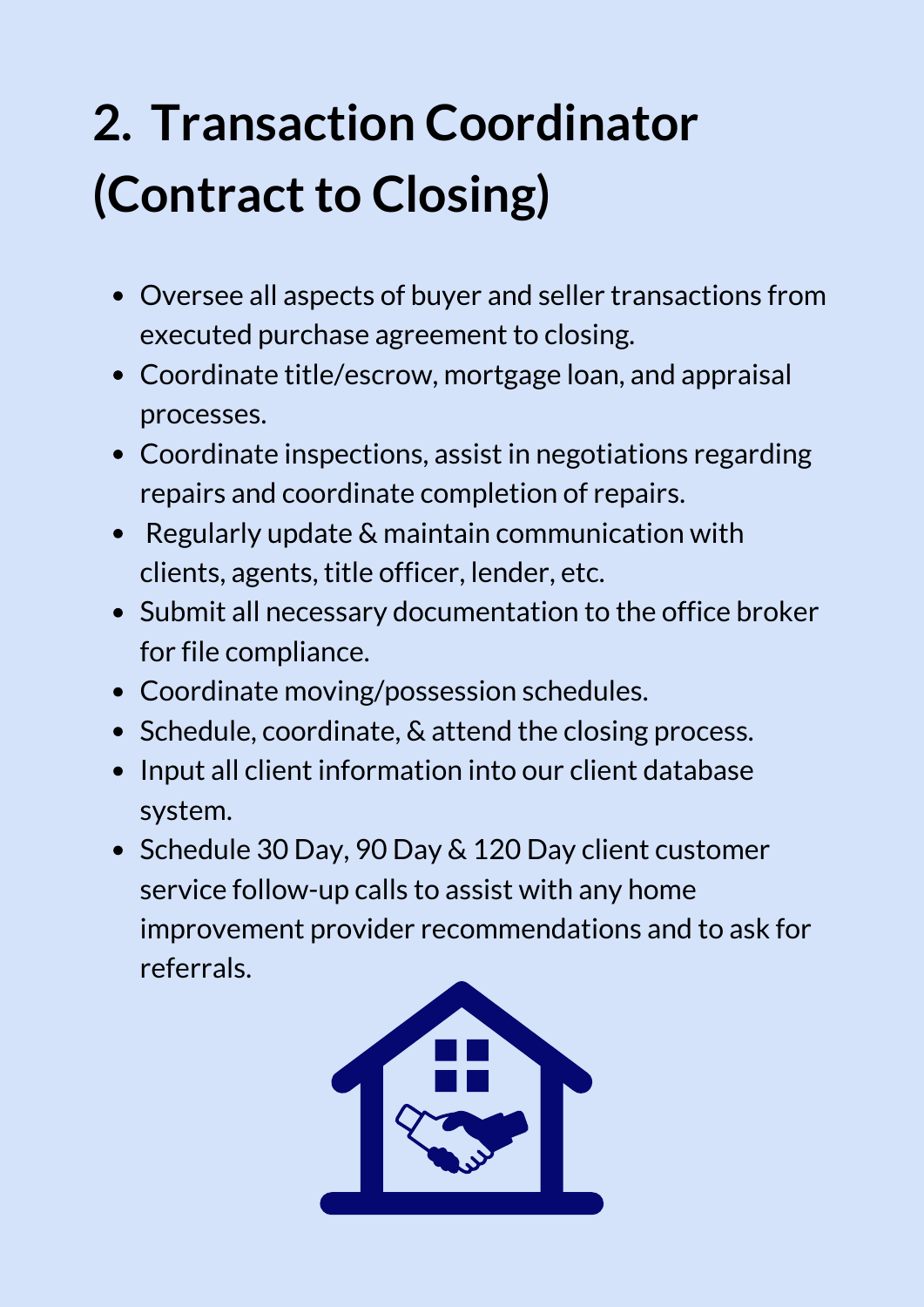# 2. Transaction Coordinator (Contract to Closing)

- Oversee all aspects of buyer and seller transactions from executed purchase agreement to closing.
- Coordinate title/escrow, mortgage loan, and appraisal processes.
- Coordinate inspections, assist in negotiations regarding repairs and coordinate completion of repairs.
- Regularly update & maintain communication with clients, agents, title officer, lender, etc.
- Submit all necessary documentation to the office broker for file compliance.
- Coordinate moving/possession schedules.
- Schedule, coordinate, & attend the closing process.
- Input all client information into our client database system.
- Schedule 30 Day, 90 Day & 120 Day client customer service follow-up calls to assist with any home improvement provider recommendations and to ask for referrals.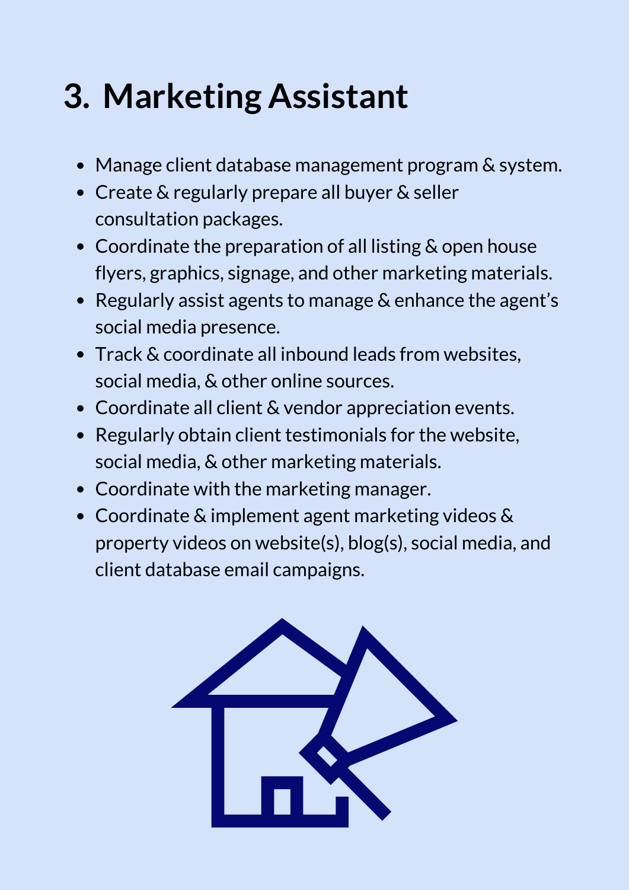# 3. Marketing Assistant

- Manage client database management program & system.
- Create & regularly prepare all buyer & seller consultation packages.
- Coordinate the preparation of all listing & open house flyers, graphics, signage, and other marketing materials.
- Regularly assist agents to manage & enhance the agent's social media presence.
- Track & coordinate all inbound leads from websites, social media, & other online sources.
- Coordinate all client & vendor appreciation events.
- Regularly obtain client testimonials for the website, social media, & other marketing materials.
- Coordinate with the marketing manager.
- Coordinate & implement agent marketing videos & property videos on website(s), blog(s), social media, and client database email campaigns.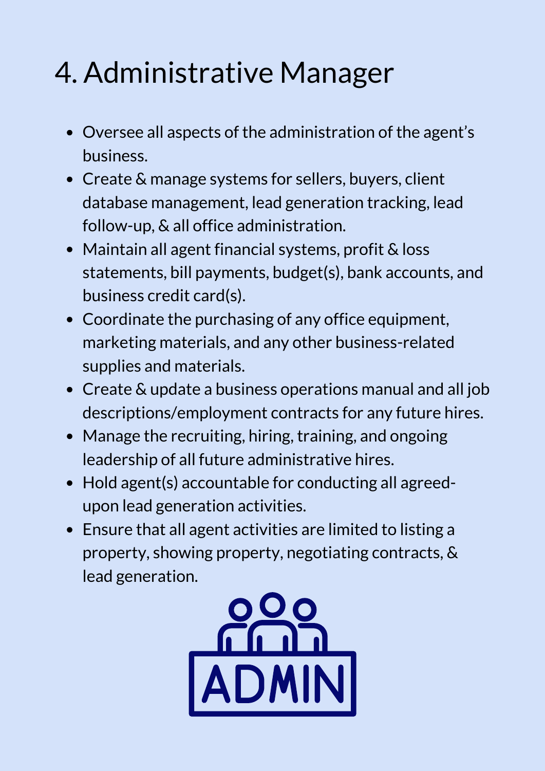# 4. Administrative Manager

- Oversee all aspects of the administration of the agent's business.
- Create & manage systems for sellers, buyers, client database management, lead generation tracking, lead follow-up, & all office administration.
- Maintain all agent financial systems, profit & loss statements, bill payments, budget(s), bank accounts, and business credit card(s).
- Coordinate the purchasing of any office equipment, marketing materials, and any other business-related supplies and materials.
- Create & update a business operations manual and all job descriptions/employment contracts for any future hires.
- Manage the recruiting, hiring, training, and ongoing leadership of all future administrative hires.
- Hold agent(s) accountable for conducting all agreed-upon lead generation activities.
- Ensure that all agent activities are limited to listing a property, showing property, negotiating contracts, & lead generation.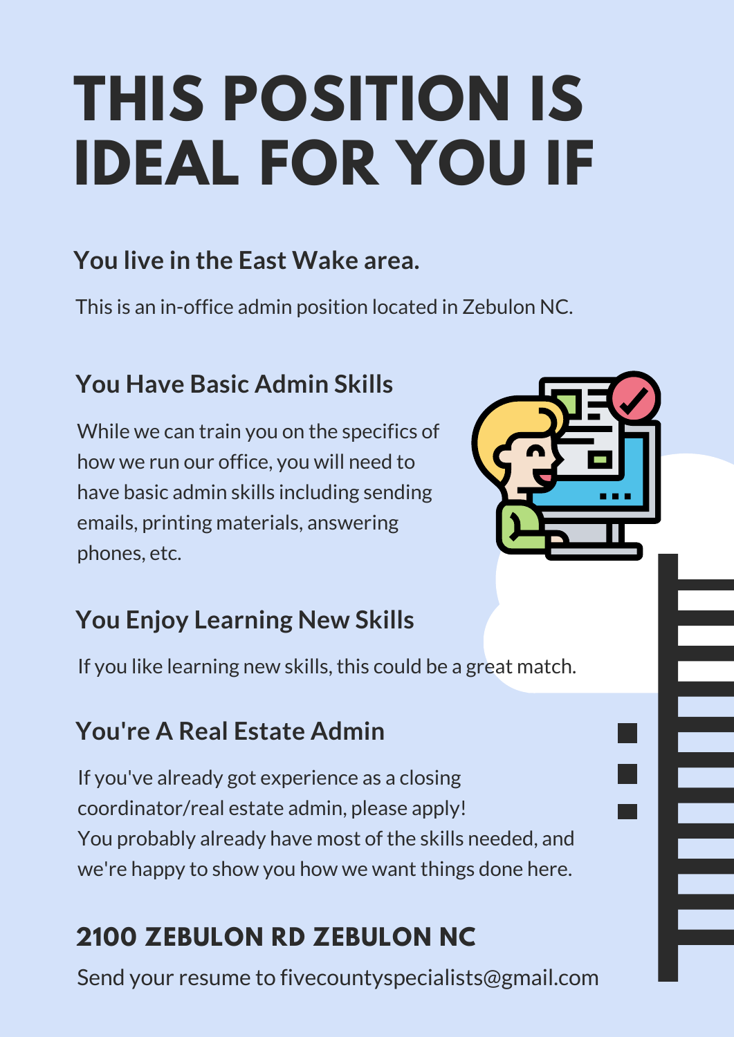# THIS POSITION IS IDEAL FOR YOU IF

### You live in the East Wake area.

This is an in-office admin position located in Zebulon NC.

### You Have Basic Admin Skills

While we can train you on the specifics of how we run our office, you will need to have basic admin skills including sending emails, printing materials, answering phones, etc.

### You Enjoy Learning New Skills

If you like learning new skills, this could be a great match.

### You're A Real Estate Admin

If you've already got experience as a closing coordinator/real estate admin, please apply!
You probably already have most of the skills needed, and we're happy to show you how we want things done here.

## 2100 ZEBULON RD ZEBULON NC

Send your resume to fivecountyspecialists@gmail.com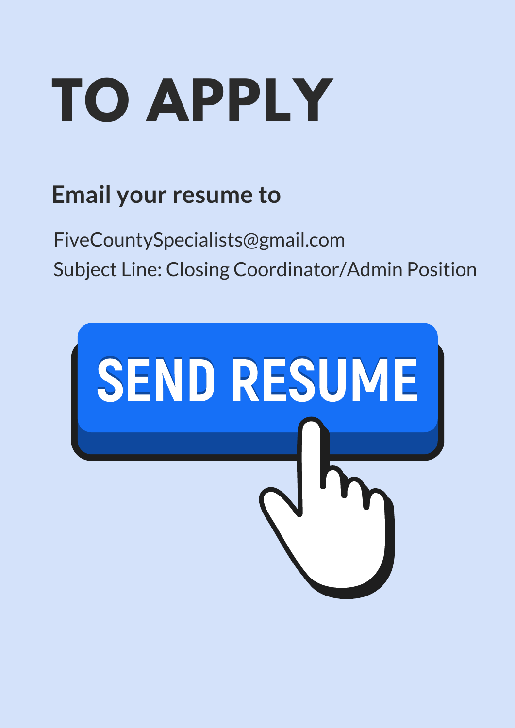# TO APPLY

**Email your resume to**

FiveCountySpecialists@gmail.com
Subject Line: Closing Coordinator/Admin Position

SEND RESUME